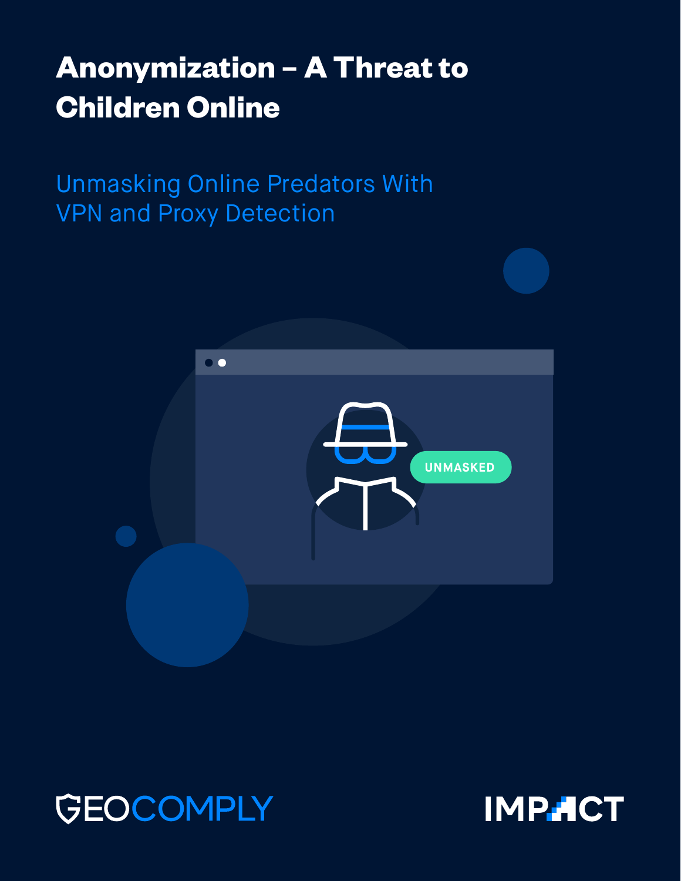# Anonymization – A Threat to Children Online

## Unmasking Online Predators With VPN and Proxy Detection

UNMASKED

GEOCOMPLY

IMPACT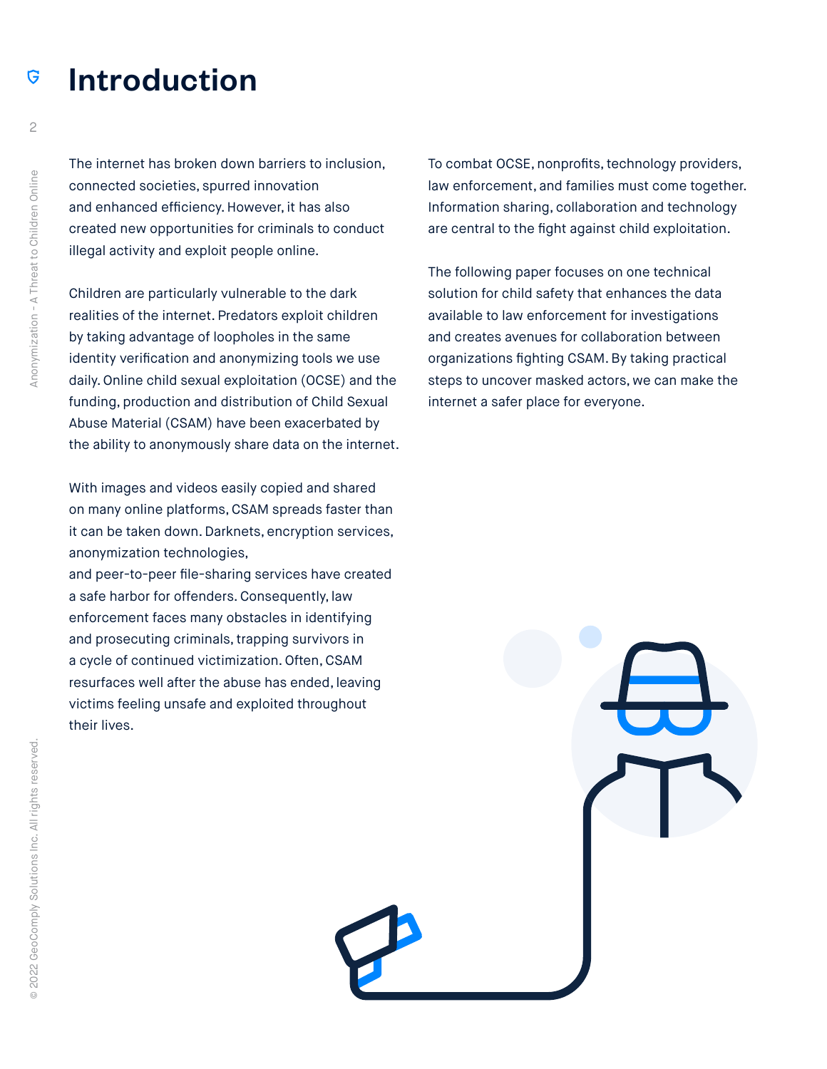# Introduction

The internet has broken down barriers to inclusion, connected societies, spurred innovation and enhanced efficiency. However, it has also created new opportunities for criminals to conduct illegal activity and exploit people online.

Children are particularly vulnerable to the dark realities of the internet. Predators exploit children by taking advantage of loopholes in the same identity verification and anonymizing tools we use daily. Online child sexual exploitation (OCSE) and the funding, production and distribution of Child Sexual Abuse Material (CSAM) have been exacerbated by the ability to anonymously share data on the internet.

With images and videos easily copied and shared on many online platforms, CSAM spreads faster than it can be taken down. Darknets, encryption services, anonymization technologies, and peer-to-peer file-sharing services have created a safe harbor for offenders. Consequently, law enforcement faces many obstacles in identifying and prosecuting criminals, trapping survivors in a cycle of continued victimization. Often, CSAM resurfaces well after the abuse has ended, leaving victims feeling unsafe and exploited throughout their lives.

To combat OCSE, nonprofits, technology providers, law enforcement, and families must come together. Information sharing, collaboration and technology are central to the fight against child exploitation.

The following paper focuses on one technical solution for child safety that enhances the data available to law enforcement for investigations and creates avenues for collaboration between organizations fighting CSAM. By taking practical steps to uncover masked actors, we can make the internet a safer place for everyone.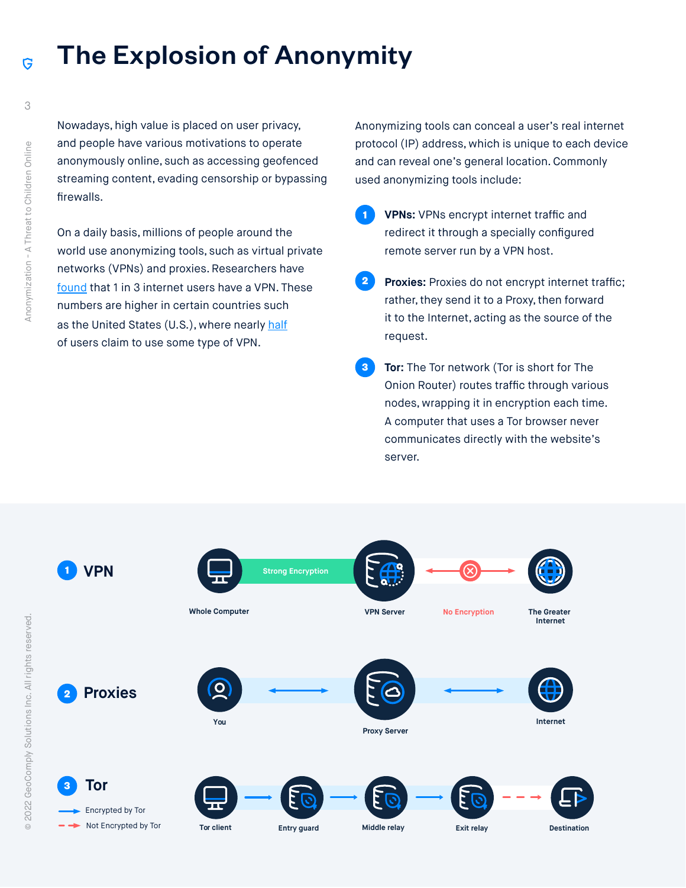# The Explosion of Anonymity

Nowadays, high value is placed on user privacy, and people have various motivations to operate anonymously online, such as accessing geofenced streaming content, evading censorship or bypassing firewalls.

On a daily basis, millions of people around the world use anonymizing tools, such as virtual private networks (VPNs) and proxies. Researchers have found that 1 in 3 internet users have a VPN. These numbers are higher in certain countries such as the United States (U.S.), where nearly half of users claim to use some type of VPN.

Anonymizing tools can conceal a user's real internet protocol (IP) address, which is unique to each device and can reveal one's general location. Commonly used anonymizing tools include:

1. **VPNs:** VPNs encrypt internet traffic and redirect it through a specially configured remote server run by a VPN host.
2. **Proxies:** Proxies do not encrypt internet traffic; rather, they send it to a Proxy, then forward it to the Internet, acting as the source of the request.
3. **Tor:** The Tor network (Tor is short for The Onion Router) routes traffic through various nodes, wrapping it in encryption each time. A computer that uses a Tor browser never communicates directly with the website's server.

**1 VPN**

Whole Computer → Strong Encryption → VPN Server → No Encryption → The Greater Internet

**2 Proxies**

You ↔ Proxy Server ↔ Internet

**3 Tor**

Encrypted by Tor / Not Encrypted by Tor

Tor client → Entry guard → Middle relay → Exit relay - - → Destination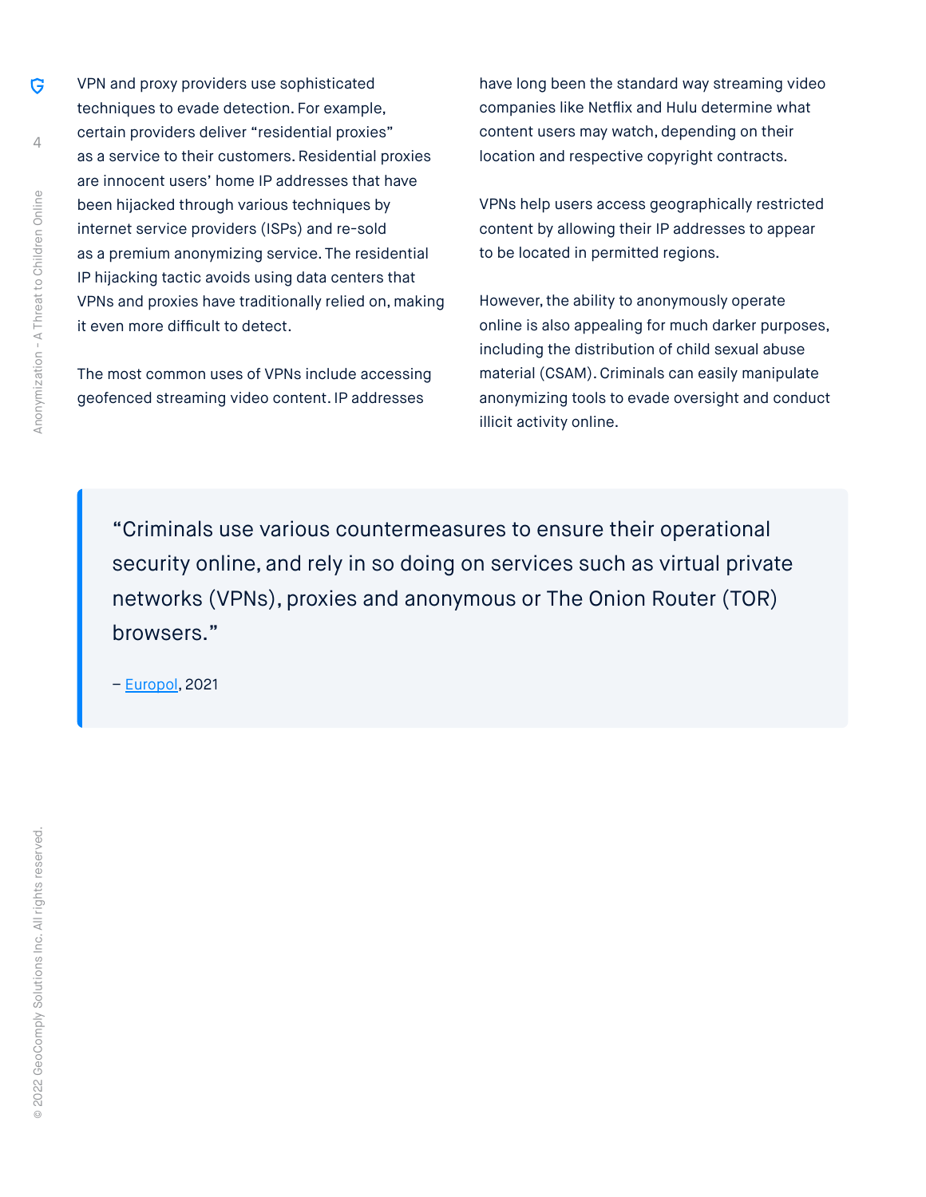VPN and proxy providers use sophisticated techniques to evade detection. For example, certain providers deliver “residential proxies” as a service to their customers. Residential proxies are innocent users’ home IP addresses that have been hijacked through various techniques by internet service providers (ISPs) and re-sold as a premium anonymizing service. The residential IP hijacking tactic avoids using data centers that VPNs and proxies have traditionally relied on, making it even more difficult to detect.

The most common uses of VPNs include accessing geofenced streaming video content. IP addresses have long been the standard way streaming video companies like Netflix and Hulu determine what content users may watch, depending on their location and respective copyright contracts.

VPNs help users access geographically restricted content by allowing their IP addresses to appear to be located in permitted regions.

However, the ability to anonymously operate online is also appealing for much darker purposes, including the distribution of child sexual abuse material (CSAM). Criminals can easily manipulate anonymizing tools to evade oversight and conduct illicit activity online.

> “Criminals use various countermeasures to ensure their operational security online, and rely in so doing on services such as virtual private networks (VPNs), proxies and anonymous or The Onion Router (TOR) browsers.”
>
> – Europol, 2021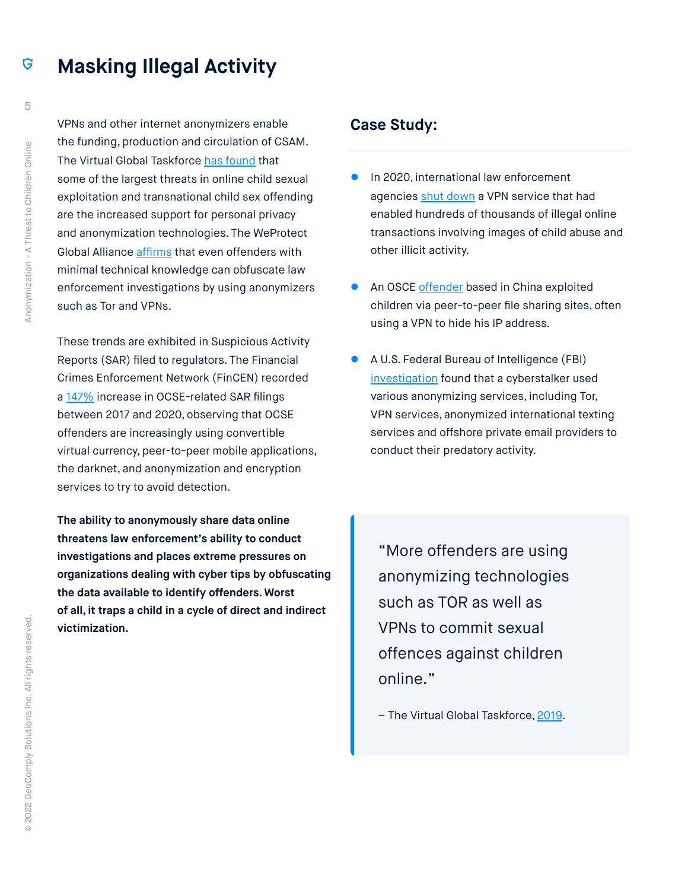# Masking Illegal Activity

VPNs and other internet anonymizers enable the funding, production and circulation of CSAM. The Virtual Global Taskforce has found that some of the largest threats in online child sexual exploitation and transnational child sex offending are the increased support for personal privacy and anonymization technologies. The WeProtect Global Alliance affirms that even offenders with minimal technical knowledge can obfuscate law enforcement investigations by using anonymizers such as Tor and VPNs.

These trends are exhibited in Suspicious Activity Reports (SAR) filed to regulators. The Financial Crimes Enforcement Network (FinCEN) recorded a 147% increase in OCSE-related SAR filings between 2017 and 2020, observing that OCSE offenders are increasingly using convertible virtual currency, peer-to-peer mobile applications, the darknet, and anonymization and encryption services to try to avoid detection.

**The ability to anonymously share data online threatens law enforcement's ability to conduct investigations and places extreme pressures on organizations dealing with cyber tips by obfuscating the data available to identify offenders. Worst of all, it traps a child in a cycle of direct and indirect victimization.**

## Case Study:

- In 2020, international law enforcement agencies shut down a VPN service that had enabled hundreds of thousands of illegal online transactions involving images of child abuse and other illicit activity.
- An OSCE offender based in China exploited children via peer-to-peer file sharing sites, often using a VPN to hide his IP address.
- A U.S. Federal Bureau of Intelligence (FBI) investigation found that a cyberstalker used various anonymizing services, including Tor, VPN services, anonymized international texting services and offshore private email providers to conduct their predatory activity.

> "More offenders are using anonymizing technologies such as TOR as well as VPNs to commit sexual offences against children online."
>
> – The Virtual Global Taskforce, 2019.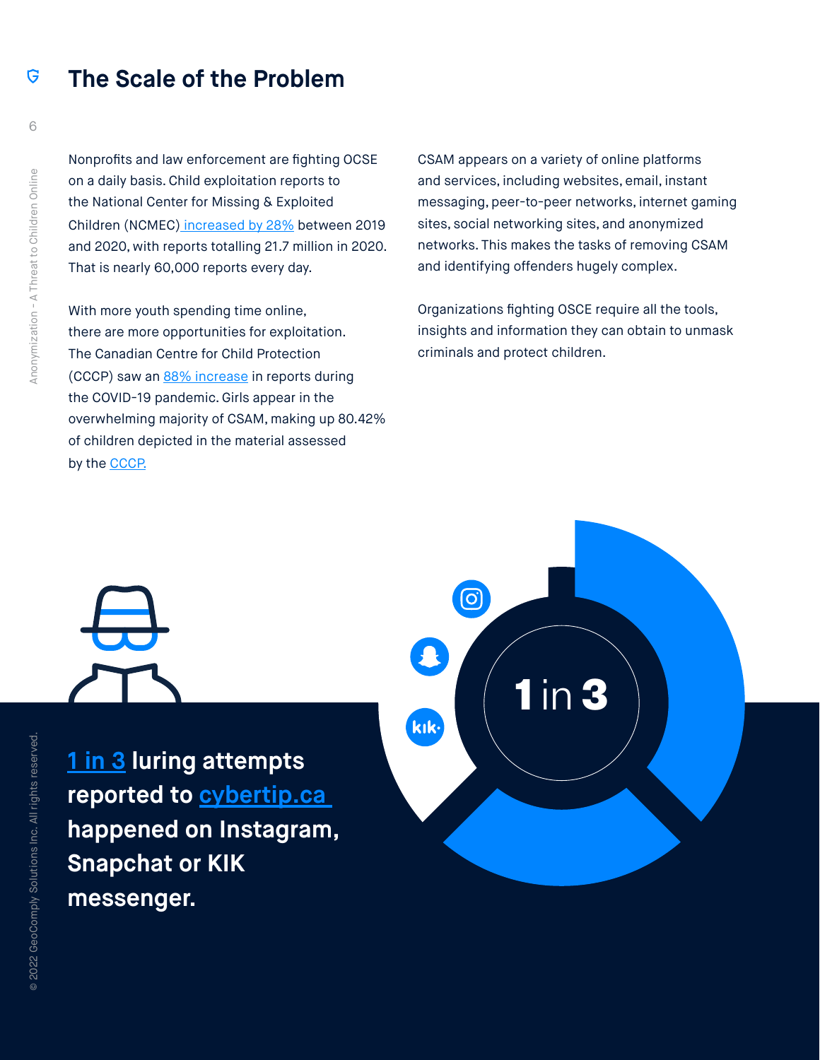## The Scale of the Problem

Nonprofits and law enforcement are fighting OCSE on a daily basis. Child exploitation reports to the National Center for Missing & Exploited Children (NCMEC) increased by 28% between 2019 and 2020, with reports totalling 21.7 million in 2020. That is nearly 60,000 reports every day.

With more youth spending time online, there are more opportunities for exploitation. The Canadian Centre for Child Protection (CCCP) saw an 88% increase in reports during the COVID-19 pandemic. Girls appear in the overwhelming majority of CSAM, making up 80.42% of children depicted in the material assessed by the CCCP.

CSAM appears on a variety of online platforms and services, including websites, email, instant messaging, peer-to-peer networks, internet gaming sites, social networking sites, and anonymized networks. This makes the tasks of removing CSAM and identifying offenders hugely complex.

Organizations fighting OSCE require all the tools, insights and information they can obtain to unmask criminals and protect children.

**1 in 3 luring attempts reported to cybertip.ca happened on Instagram, Snapchat or KIK messenger.**

1 in 3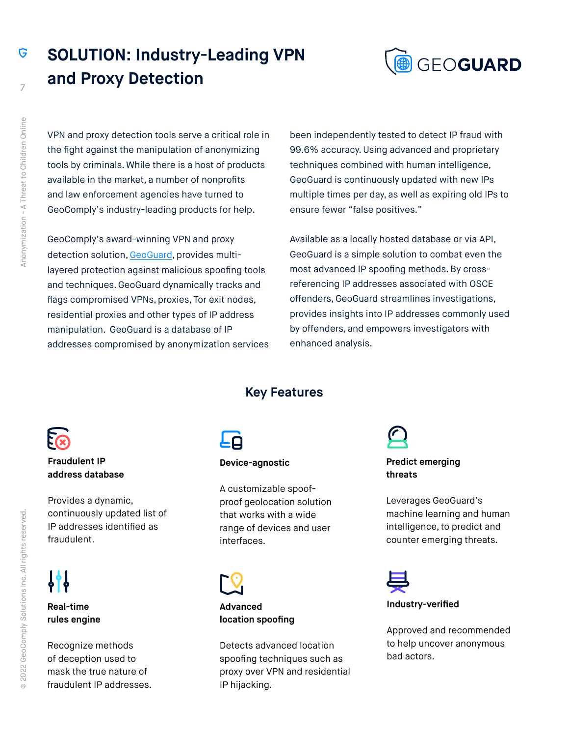# SOLUTION: Industry-Leading VPN and Proxy Detection

VPN and proxy detection tools serve a critical role in the fight against the manipulation of anonymizing tools by criminals. While there is a host of products available in the market, a number of nonprofits and law enforcement agencies have turned to GeoComply's industry-leading products for help.

GeoComply's award-winning VPN and proxy detection solution, GeoGuard, provides multi-layered protection against malicious spoofing tools and techniques. GeoGuard dynamically tracks and flags compromised VPNs, proxies, Tor exit nodes, residential proxies and other types of IP address manipulation. GeoGuard is a database of IP addresses compromised by anonymization services been independently tested to detect IP fraud with 99.6% accuracy. Using advanced and proprietary techniques combined with human intelligence, GeoGuard is continuously updated with new IPs multiple times per day, as well as expiring old IPs to ensure fewer "false positives."

Available as a locally hosted database or via API, GeoGuard is a simple solution to combat even the most advanced IP spoofing methods. By cross-referencing IP addresses associated with OSCE offenders, GeoGuard streamlines investigations, provides insights into IP addresses commonly used by offenders, and empowers investigators with enhanced analysis.

## Key Features

**Fraudulent IP address database**

Provides a dynamic, continuously updated list of IP addresses identified as fraudulent.

**Device-agnostic**

A customizable spoof-proof geolocation solution that works with a wide range of devices and user interfaces.

**Predict emerging threats**

Leverages GeoGuard's machine learning and human intelligence, to predict and counter emerging threats.

**Real-time rules engine**

Recognize methods of deception used to mask the true nature of fraudulent IP addresses.

**Advanced location spoofing**

Detects advanced location spoofing techniques such as proxy over VPN and residential IP hijacking.

**Industry-verified**

Approved and recommended to help uncover anonymous bad actors.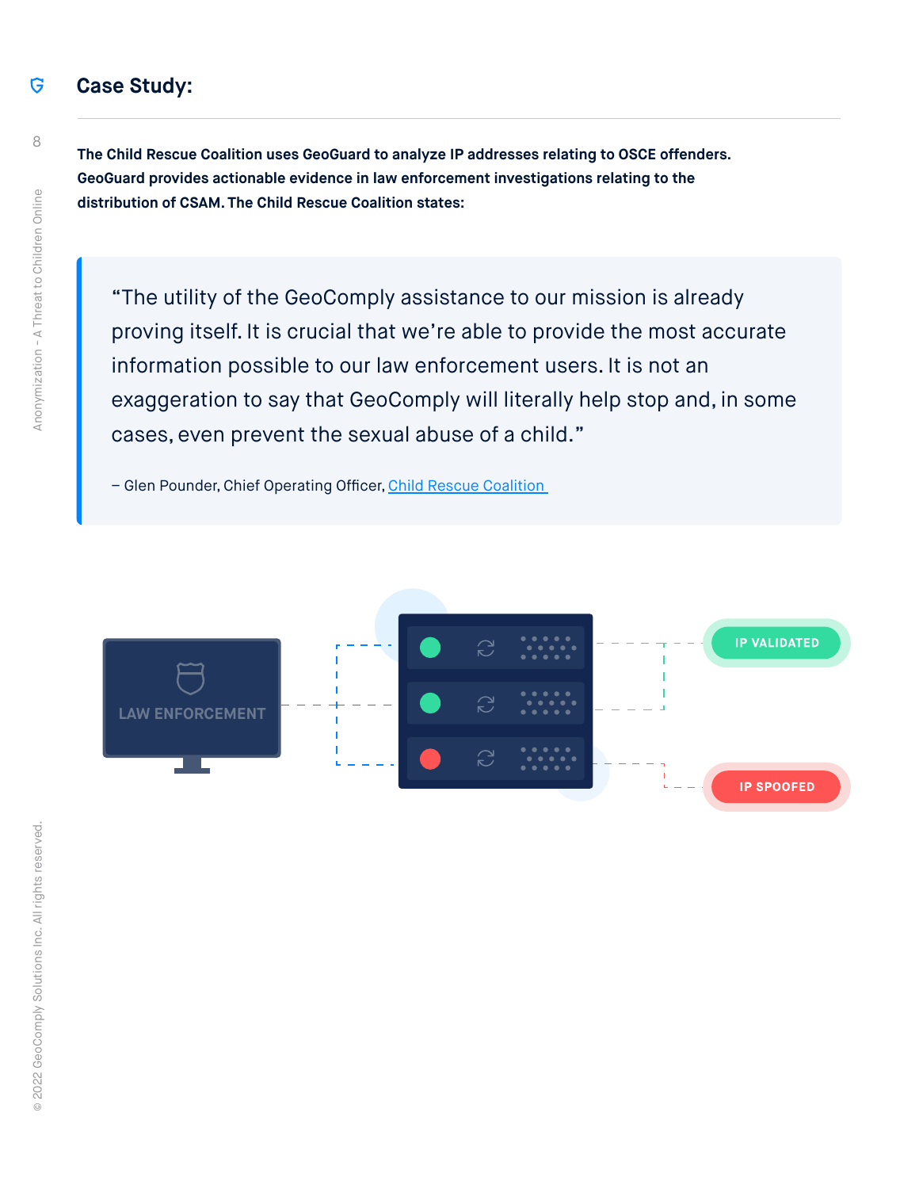## Case Study:

**The Child Rescue Coalition uses GeoGuard to analyze IP addresses relating to OSCE offenders. GeoGuard provides actionable evidence in law enforcement investigations relating to the distribution of CSAM. The Child Rescue Coalition states:**

> "The utility of the GeoComply assistance to our mission is already proving itself. It is crucial that we're able to provide the most accurate information possible to our law enforcement users. It is not an exaggeration to say that GeoComply will literally help stop and, in some cases, even prevent the sexual abuse of a child."
>
> – Glen Pounder, Chief Operating Officer, [Child Rescue Coalition]

LAW ENFORCEMENT

IP VALIDATED

IP SPOOFED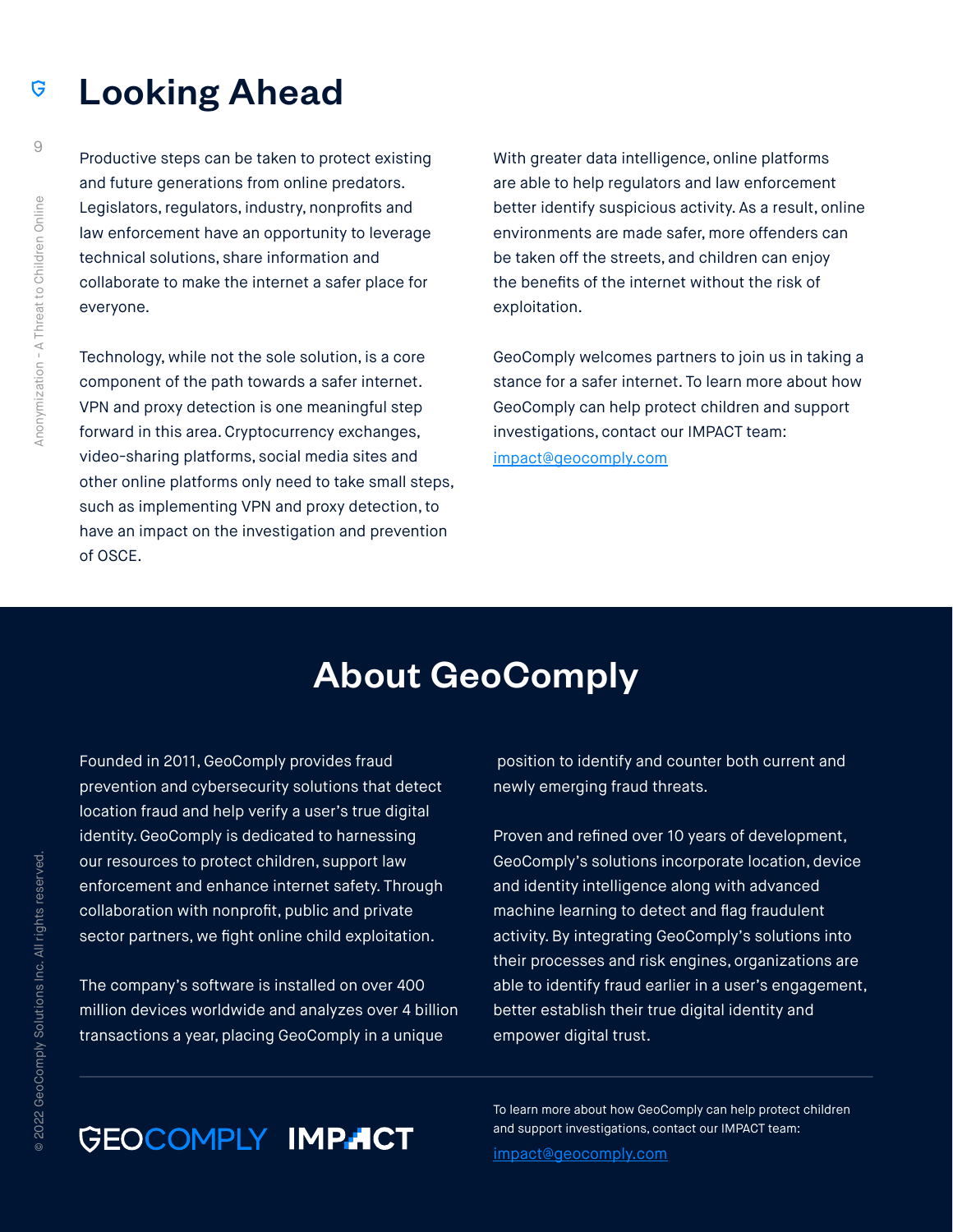# Looking Ahead

Productive steps can be taken to protect existing and future generations from online predators. Legislators, regulators, industry, nonprofits and law enforcement have an opportunity to leverage technical solutions, share information and collaborate to make the internet a safer place for everyone.

Technology, while not the sole solution, is a core component of the path towards a safer internet. VPN and proxy detection is one meaningful step forward in this area. Cryptocurrency exchanges, video-sharing platforms, social media sites and other online platforms only need to take small steps, such as implementing VPN and proxy detection, to have an impact on the investigation and prevention of OSCE.

With greater data intelligence, online platforms are able to help regulators and law enforcement better identify suspicious activity. As a result, online environments are made safer, more offenders can be taken off the streets, and children can enjoy the benefits of the internet without the risk of exploitation.

GeoComply welcomes partners to join us in taking a stance for a safer internet. To learn more about how GeoComply can help protect children and support investigations, contact our IMPACT team: impact@geocomply.com

## About GeoComply

Founded in 2011, GeoComply provides fraud prevention and cybersecurity solutions that detect location fraud and help verify a user's true digital identity. GeoComply is dedicated to harnessing our resources to protect children, support law enforcement and enhance internet safety. Through collaboration with nonprofit, public and private sector partners, we fight online child exploitation.

The company's software is installed on over 400 million devices worldwide and analyzes over 4 billion transactions a year, placing GeoComply in a unique position to identify and counter both current and newly emerging fraud threats.

Proven and refined over 10 years of development, GeoComply's solutions incorporate location, device and identity intelligence along with advanced machine learning to detect and flag fraudulent activity. By integrating GeoComply's solutions into their processes and risk engines, organizations are able to identify fraud earlier in a user's engagement, better establish their true digital identity and empower digital trust.

GEOCOMPLY IMPACT

To learn more about how GeoComply can help protect children and support investigations, contact our IMPACT team:

impact@geocomply.com

© 2022 GeoComply Solutions Inc. All rights reserved.